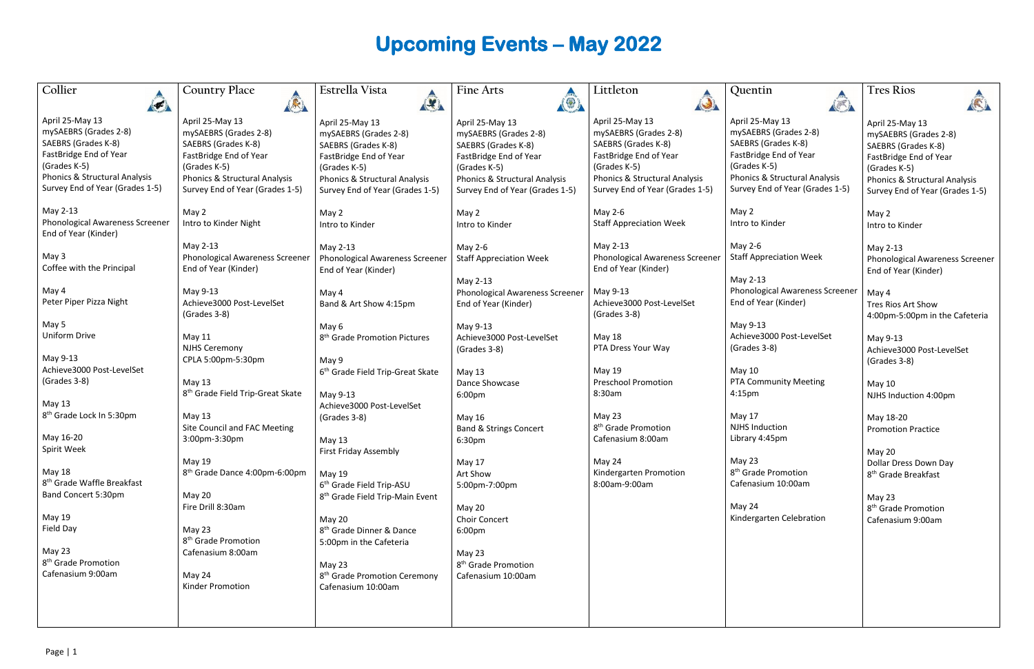# Upcoming Events – May 2022

| Collier | Country Place | Estrella Vista | Fine Arts | Littleton | Quentin | Tres Rios |
|---|---|---|---|---|---|---|
| April 25-May 13<br>mySAEBRS (Grades 2-8)<br>SAEBRS (Grades K-8)<br>FastBridge End of Year (Grades K-5)<br>Phonics & Structural Analysis Survey End of Year (Grades 1-5)<br><br>May 2-13<br>Phonological Awareness Screener End of Year (Kinder)<br><br>May 3<br>Coffee with the Principal<br><br>May 4<br>Peter Piper Pizza Night<br><br>May 5<br>Uniform Drive<br><br>May 9-13<br>Achieve3000 Post-LevelSet (Grades 3-8)<br><br>May 13<br>8th Grade Lock In 5:30pm<br><br>May 16-20<br>Spirit Week<br><br>May 18<br>8th Grade Waffle Breakfast<br>Band Concert 5:30pm<br><br>May 19<br>Field Day<br><br>May 23<br>8th Grade Promotion<br>Cafenasium 9:00am | April 25-May 13<br>mySAEBRS (Grades 2-8)<br>SAEBRS (Grades K-8)<br>FastBridge End of Year (Grades K-5)<br>Phonics & Structural Analysis Survey End of Year (Grades 1-5)<br><br>May 2<br>Intro to Kinder Night<br><br>May 2-13<br>Phonological Awareness Screener End of Year (Kinder)<br><br>May 9-13<br>Achieve3000 Post-LevelSet (Grades 3-8)<br><br>May 11<br>NJHS Ceremony<br>CPLA 5:00pm-5:30pm<br><br>May 13<br>8th Grade Field Trip-Great Skate<br><br>May 13<br>Site Council and FAC Meeting<br>3:00pm-3:30pm<br><br>May 19<br>8th Grade Dance 4:00pm-6:00pm<br><br>May 20<br>Fire Drill 8:30am<br><br>May 23<br>8th Grade Promotion<br>Cafenasium 8:00am<br><br>May 24<br>Kinder Promotion | April 25-May 13<br>mySAEBRS (Grades 2-8)<br>SAEBRS (Grades K-8)<br>FastBridge End of Year (Grades K-5)<br>Phonics & Structural Analysis Survey End of Year (Grades 1-5)<br><br>May 2<br>Intro to Kinder<br><br>May 2-13<br>Phonological Awareness Screener End of Year (Kinder)<br><br>May 4<br>Band & Art Show 4:15pm<br><br>May 6<br>8th Grade Promotion Pictures<br><br>May 9<br>6th Grade Field Trip-Great Skate<br><br>May 9-13<br>Achieve3000 Post-LevelSet (Grades 3-8)<br><br>May 13<br>First Friday Assembly<br><br>May 19<br>6th Grade Field Trip-ASU<br>8th Grade Field Trip-Main Event<br><br>May 20<br>8th Grade Dinner & Dance<br>5:00pm in the Cafeteria<br><br>May 23<br>8th Grade Promotion Ceremony<br>Cafenasium 10:00am | April 25-May 13<br>mySAEBRS (Grades 2-8)<br>SAEBRS (Grades K-8)<br>FastBridge End of Year (Grades K-5)<br>Phonics & Structural Analysis Survey End of Year (Grades 1-5)<br><br>May 2<br>Intro to Kinder<br><br>May 2-6<br>Staff Appreciation Week<br><br>May 2-13<br>Phonological Awareness Screener End of Year (Kinder)<br><br>May 9-13<br>Achieve3000 Post-LevelSet (Grades 3-8)<br><br>May 13<br>Dance Showcase<br>6:00pm<br><br>May 16<br>Band & Strings Concert<br>6:30pm<br><br>May 17<br>Art Show<br>5:00pm-7:00pm<br><br>May 20<br>Choir Concert<br>6:00pm<br><br>May 23<br>8th Grade Promotion<br>Cafenasium 10:00am | April 25-May 13<br>mySAEBRS (Grades 2-8)<br>SAEBRS (Grades K-8)<br>FastBridge End of Year (Grades K-5)<br>Phonics & Structural Analysis Survey End of Year (Grades 1-5)<br><br>May 2-6<br>Staff Appreciation Week<br><br>May 2-13<br>Phonological Awareness Screener End of Year (Kinder)<br><br>May 9-13<br>Achieve3000 Post-LevelSet (Grades 3-8)<br><br>May 18<br>PTA Dress Your Way<br><br>May 19<br>Preschool Promotion<br>8:30am<br><br>May 23<br>8th Grade Promotion<br>Cafenasium 8:00am<br><br>May 24<br>Kindergarten Promotion<br>8:00am-9:00am | April 25-May 13<br>mySAEBRS (Grades 2-8)<br>SAEBRS (Grades K-8)<br>FastBridge End of Year (Grades K-5)<br>Phonics & Structural Analysis Survey End of Year (Grades 1-5)<br><br>May 2<br>Intro to Kinder<br><br>May 2-6<br>Staff Appreciation Week<br><br>May 2-13<br>Phonological Awareness Screener End of Year (Kinder)<br><br>May 9-13<br>Achieve3000 Post-LevelSet (Grades 3-8)<br><br>May 10<br>PTA Community Meeting<br>4:15pm<br><br>May 17<br>NJHS Induction<br>Library 4:45pm<br><br>May 23<br>8th Grade Promotion<br>Cafenasium 10:00am<br><br>May 24<br>Kindergarten Celebration | April 25-May 13<br>mySAEBRS (Grades 2-8)<br>SAEBRS (Grades K-8)<br>FastBridge End of Year (Grades K-5)<br>Phonics & Structural Analysis Survey End of Year (Grades 1-5)<br><br>May 2<br>Intro to Kinder<br><br>May 2-13<br>Phonological Awareness Screener End of Year (Kinder)<br><br>May 4<br>Tres Rios Art Show<br>4:00pm-5:00pm in the Cafeteria<br><br>May 9-13<br>Achieve3000 Post-LevelSet (Grades 3-8)<br><br>May 10<br>NJHS Induction 4:00pm<br><br>May 18-20<br>Promotion Practice<br><br>May 20<br>Dollar Dress Down Day<br>8th Grade Breakfast<br><br>May 23<br>8th Grade Promotion<br>Cafenasium 9:00am |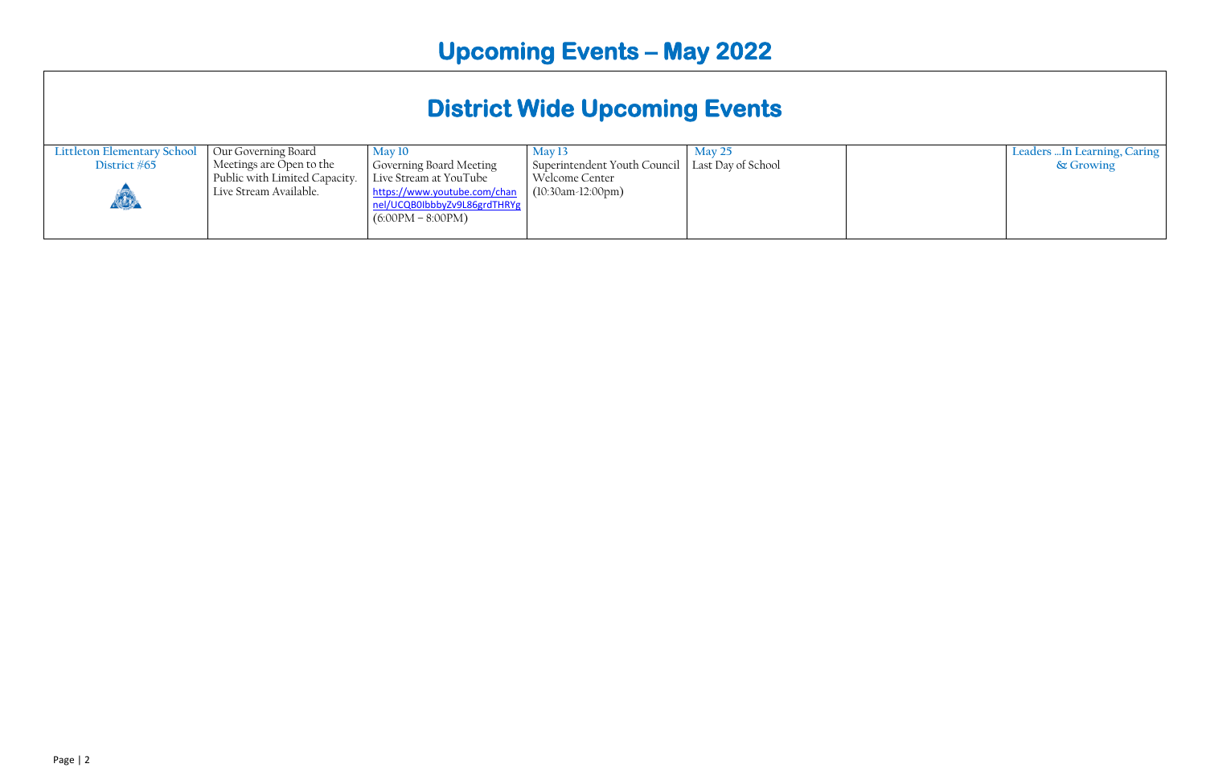# Upcoming Events – May 2022

## District Wide Upcoming Events

| | | | | | | |
|---|---|---|---|---|---|---|
| Littleton Elementary School District #65 | Our Governing Board Meetings are Open to the Public with Limited Capacity. Live Stream Available. | May 10<br>Governing Board Meeting Live Stream at YouTube<br>https://www.youtube.com/channel/UCQB0IbbbyZv9L86grdTHRYg<br>(6:00PM – 8:00PM) | May 13<br>Superintendent Youth Council Welcome Center<br>(10:30am-12:00pm) | May 25<br>Last Day of School | | Leaders …In Learning, Caring & Growing |